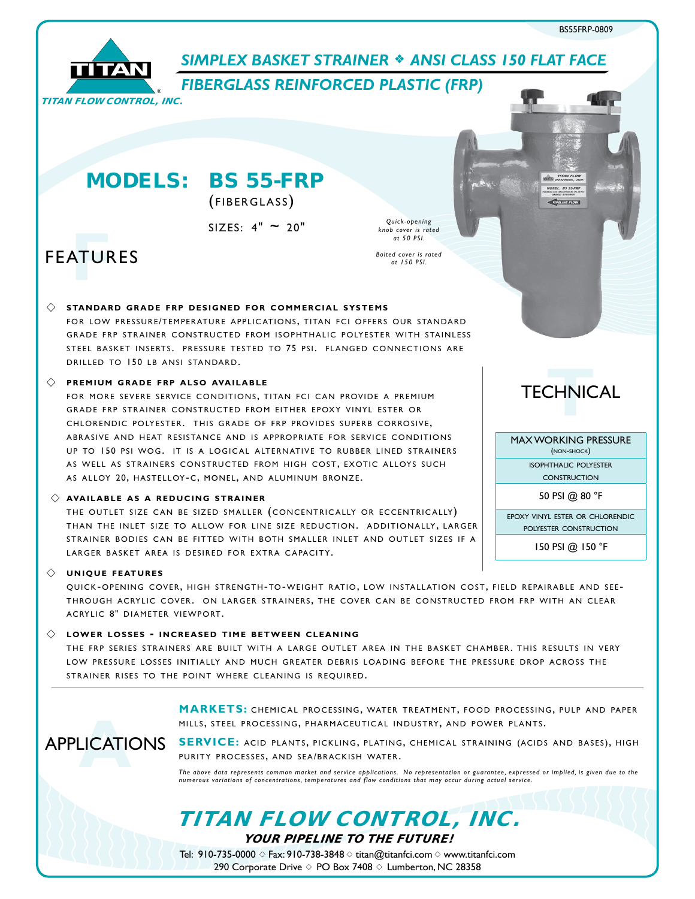BS55FRP-0809

TITAN FLOW CONTROL, INC.

# *SIMPLEX BASKET STRAINER ❖ ANSI CLASS 150 FLAT FACE*

## *FIBERGLASS REINFORCED PLASTIC (FRP)*

# MODELS: BS 55-FRP

(FIBERGLASS)

SIZES: 4" ~ 20"

*Quick-opening knob cover is rated at 50 PSI.*

*Bolted cover is rated at 150 PSI.*

## FEATURES

◇ **STANDARD GRADE FRP DESIGNED FOR COMMERCIAL SYSTEMS**

FOR LOW PRESSURE/TEMPERATURE APPLICATIONS, TITAN FCI OFFERS OUR STANDARD GRADE FRP STRAINER CONSTRUCTED FROM ISOPHTHALIC POLYESTER WITH STAINLESS STEEL BASKET INSERTS. PRESSURE TESTED TO 75 PSI. FLANGED CONNECTIONS ARE DRILLED TO 150 LB ANSI STANDARD.

◇ **PREMIUM GRADE FRP ALSO AVAILABLE**

FOR MORE SEVERE SERVICE CONDITIONS, TITAN FCI CAN PROVIDE A PREMIUM GRADE FRP STRAINER CONSTRUCTED FROM EITHER EPOXY VINYL ESTER OR CHLORENDIC POLYESTER. THIS GRADE OF FRP PROVIDES SUPERB CORROSIVE, ABRASIVE AND HEAT RESISTANCE AND IS APPROPRIATE FOR SERVICE CONDITIONS UP TO 150 PSI WOG. IT IS A LOGICAL ALTERNATIVE TO RUBBER LINED STRAINERS AS WELL AS STRAINERS CONSTRUCTED FROM HIGH COST, EXOTIC ALLOYS SUCH AS ALLOY 20, HASTELLOY-C, MONEL, AND ALUMINUM BRONZE.

◇ **AVAILABLE AS A REDUCING STRAINER**

THE OUTLET SIZE CAN BE SIZED SMALLER (CONCENTRICALLY OR ECCENTRICALLY) THAN THE INLET SIZE TO ALLOW FOR LINE SIZE REDUCTION. ADDITIONALLY, LARGER STRAINER BODIES CAN BE FITTED WITH BOTH SMALLER INLET AND OUTLET SIZES IF A LARGER BASKET AREA IS DESIRED FOR EXTRA CAPACITY.

◇ **UNIQUE FEATURES**

QUICK-OPENING COVER, HIGH STRENGTH-TO-WEIGHT RATIO, LOW INSTALLATION COST, FIELD REPAIRABLE AND SEE-THROUGH ACRYLIC COVER. ON LARGER STRAINERS, THE COVER CAN BE CONSTRUCTED FROM FRP WITH AN CLEAR ACRYLIC 8" DIAMETER VIEWPORT.

◇ **LOWER LOSSES - INCREASED TIME BETWEEN CLEANING**

THE FRP SERIES STRAINERS ARE BUILT WITH A LARGE OUTLET AREA IN THE BASKET CHAMBER. THIS RESULTS IN VERY LOW PRESSURE LOSSES INITIALLY AND MUCH GREATER DEBRIS LOADING BEFORE THE PRESSURE DROP ACROSS THE STRAINER RISES TO THE POINT WHERE CLEANING IS REQUIRED.

## TECHNICAL

| MAX WORKING PRESSURE (NON-SHOCK) |
|---|
| ISOPHTHALIC POLYESTER CONSTRUCTION |
| 50 PSI @ 80 °F |
| EPOXY VINYL ESTER OR CHLORENDIC POLYESTER CONSTRUCTION |
| 150 PSI @ 150 °F |

## APPLICATIONS

**MARKETS:** CHEMICAL PROCESSING, WATER TREATMENT, FOOD PROCESSING, PULP AND PAPER MILLS, STEEL PROCESSING, PHARMACEUTICAL INDUSTRY, AND POWER PLANTS.

**SERVICE:** ACID PLANTS, PICKLING, PLATING, CHEMICAL STRAINING (ACIDS AND BASES), HIGH PURITY PROCESSES, AND SEA/BRACKISH WATER.

*The above data represents common market and service applications. No representation or guarantee, expressed or implied, is given due to the numerous variations of concentrations, temperatures and flow conditions that may occur during actual service.*

**TITAN FLOW CONTROL, INC.**

***YOUR PIPELINE TO THE FUTURE!***

Tel: 910-735-0000 ◇ Fax: 910-738-3848 ◇ titan@titanfci.com ◇ www.titanfci.com
290 Corporate Drive ◇ PO Box 7408 ◇ Lumberton, NC 28358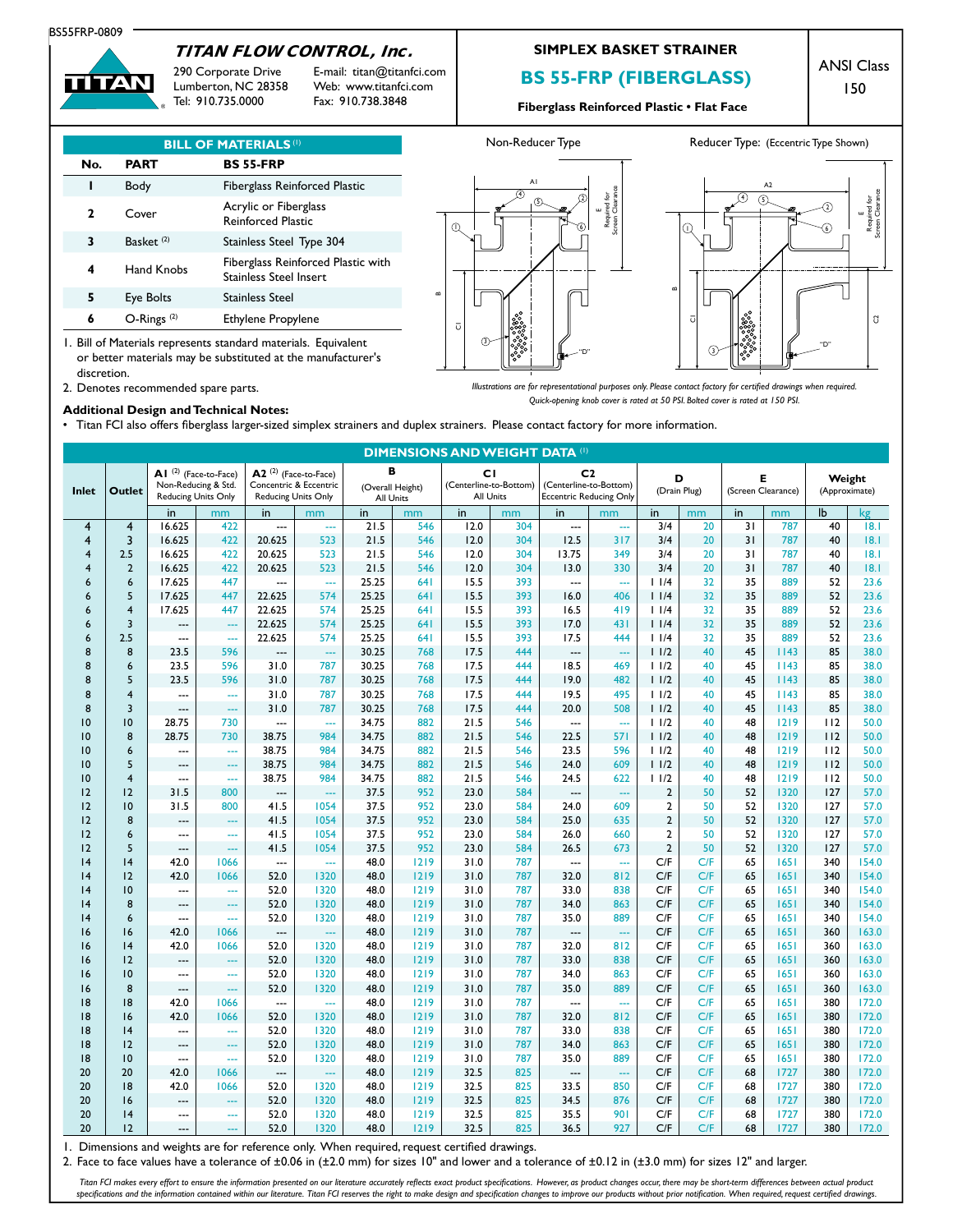BS55FRP-0809

**TITAN FLOW CONTROL, Inc.**

290 Corporate Drive
Lumberton, NC 28358
Tel: 910.735.0000

E-mail: titan@titanfci.com
Web: www.titanfci.com
Fax: 910.738.3848

## SIMPLEX BASKET STRAINER

## BS 55-FRP (FIBERGLASS)

**Fiberglass Reinforced Plastic • Flat Face**

ANSI Class 150

### BILL OF MATERIALS [1]

| No. | PART | BS 55-FRP |
|---|---|---|
| 1 | Body | Fiberglass Reinforced Plastic |
| 2 | Cover | Acrylic or Fiberglass Reinforced Plastic |
| 3 | Basket [2] | Stainless Steel Type 304 |
| 4 | Hand Knobs | Fiberglass Reinforced Plastic with Stainless Steel Insert |
| 5 | Eye Bolts | Stainless Steel |
| 6 | O-Rings [2] | Ethylene Propylene |

1. Bill of Materials represents standard materials. Equivalent or better materials may be substituted at the manufacturer's discretion.
2. Denotes recommended spare parts.

Non-Reducer Type

Reducer Type: (Eccentric Type Shown)

A1, A2, B, C1, C2, "D", E Required for Screen Clearance

*Illustrations are for representational purposes only. Please contact factory for certified drawings when required.*
*Quick-opening knob cover is rated at 50 PSI. Bolted cover is rated at 150 PSI.*

**Additional Design and Technical Notes:**

- Titan FCI also offers fiberglass larger-sized simplex strainers and duplex strainers. Please contact factory for more information.

### DIMENSIONS AND WEIGHT DATA [1]

| Inlet | Outlet | A1 [2] (Face-to-Face) Non-Reducing & Std. Reducing Units Only | | A2 [2] (Face-to-Face) Concentric & Eccentric Reducing Units Only | | B (Overall Height) All Units | | C1 (Centerline-to-Bottom) All Units | | C2 (Centerline-to-Bottom) Eccentric Reducing Only | | D (Drain Plug) | | E (Screen Clearance) | | Weight (Approximate) | |
|---|---|---|---|---|---|---|---|---|---|---|---|---|---|---|---|---|---|
| | | in | mm | in | mm | in | mm | in | mm | in | mm | in | mm | in | mm | lb | kg |
| 4 | 4 | 16.625 | 422 | --- | --- | 21.5 | 546 | 12.0 | 304 | --- | --- | 3/4 | 20 | 31 | 787 | 40 | 18.1 |
| 4 | 3 | 16.625 | 422 | 20.625 | 523 | 21.5 | 546 | 12.0 | 304 | 12.5 | 317 | 3/4 | 20 | 31 | 787 | 40 | 18.1 |
| 4 | 2.5 | 16.625 | 422 | 20.625 | 523 | 21.5 | 546 | 12.0 | 304 | 13.75 | 349 | 3/4 | 20 | 31 | 787 | 40 | 18.1 |
| 4 | 2 | 16.625 | 422 | 20.625 | 523 | 21.5 | 546 | 12.0 | 304 | 13.0 | 330 | 3/4 | 20 | 31 | 787 | 40 | 18.1 |
| 6 | 6 | 17.625 | 447 | --- | --- | 25.25 | 641 | 15.5 | 393 | --- | --- | 1 1/4 | 32 | 35 | 889 | 52 | 23.6 |
| 6 | 5 | 17.625 | 447 | 22.625 | 574 | 25.25 | 641 | 15.5 | 393 | 16.0 | 406 | 1 1/4 | 32 | 35 | 889 | 52 | 23.6 |
| 6 | 4 | 17.625 | 447 | 22.625 | 574 | 25.25 | 641 | 15.5 | 393 | 16.5 | 419 | 1 1/4 | 32 | 35 | 889 | 52 | 23.6 |
| 6 | 3 | --- | --- | 22.625 | 574 | 25.25 | 641 | 15.5 | 393 | 17.0 | 431 | 1 1/4 | 32 | 35 | 889 | 52 | 23.6 |
| 6 | 2.5 | --- | --- | 22.625 | 574 | 25.25 | 641 | 15.5 | 393 | 17.5 | 444 | 1 1/4 | 32 | 35 | 889 | 52 | 23.6 |
| 8 | 8 | 23.5 | 596 | --- | --- | 30.25 | 768 | 17.5 | 444 | --- | --- | 1 1/2 | 40 | 45 | 1143 | 85 | 38.0 |
| 8 | 6 | 23.5 | 596 | 31.0 | 787 | 30.25 | 768 | 17.5 | 444 | 18.5 | 469 | 1 1/2 | 40 | 45 | 1143 | 85 | 38.0 |
| 8 | 5 | 23.5 | 596 | 31.0 | 787 | 30.25 | 768 | 17.5 | 444 | 19.0 | 482 | 1 1/2 | 40 | 45 | 1143 | 85 | 38.0 |
| 8 | 4 | --- | --- | 31.0 | 787 | 30.25 | 768 | 17.5 | 444 | 19.5 | 495 | 1 1/2 | 40 | 45 | 1143 | 85 | 38.0 |
| 8 | 3 | --- | --- | 31.0 | 787 | 30.25 | 768 | 17.5 | 444 | 20.0 | 508 | 1 1/2 | 40 | 45 | 1143 | 85 | 38.0 |
| 10 | 10 | 28.75 | 730 | --- | --- | 34.75 | 882 | 21.5 | 546 | --- | --- | 1 1/2 | 40 | 48 | 1219 | 112 | 50.0 |
| 10 | 8 | 28.75 | 730 | 38.75 | 984 | 34.75 | 882 | 21.5 | 546 | 22.5 | 571 | 1 1/2 | 40 | 48 | 1219 | 112 | 50.0 |
| 10 | 6 | --- | --- | 38.75 | 984 | 34.75 | 882 | 21.5 | 546 | 23.5 | 596 | 1 1/2 | 40 | 48 | 1219 | 112 | 50.0 |
| 10 | 5 | --- | --- | 38.75 | 984 | 34.75 | 882 | 21.5 | 546 | 24.0 | 609 | 1 1/2 | 40 | 48 | 1219 | 112 | 50.0 |
| 10 | 4 | --- | --- | 38.75 | 984 | 34.75 | 882 | 21.5 | 546 | 24.5 | 622 | 1 1/2 | 40 | 48 | 1219 | 112 | 50.0 |
| 12 | 12 | 31.5 | 800 | --- | --- | 37.5 | 952 | 23.0 | 584 | --- | --- | 2 | 50 | 52 | 1320 | 127 | 57.0 |
| 12 | 10 | 31.5 | 800 | 41.5 | 1054 | 37.5 | 952 | 23.0 | 584 | 24.0 | 609 | 2 | 50 | 52 | 1320 | 127 | 57.0 |
| 12 | 8 | --- | --- | 41.5 | 1054 | 37.5 | 952 | 23.0 | 584 | 25.0 | 635 | 2 | 50 | 52 | 1320 | 127 | 57.0 |
| 12 | 6 | --- | --- | 41.5 | 1054 | 37.5 | 952 | 23.0 | 584 | 26.0 | 660 | 2 | 50 | 52 | 1320 | 127 | 57.0 |
| 12 | 5 | --- | --- | 41.5 | 1054 | 37.5 | 952 | 23.0 | 584 | 26.5 | 673 | 2 | 50 | 52 | 1320 | 127 | 57.0 |
| 14 | 14 | 42.0 | 1066 | --- | --- | 48.0 | 1219 | 31.0 | 787 | --- | --- | C/F | C/F | 65 | 1651 | 340 | 154.0 |
| 14 | 12 | 42.0 | 1066 | 52.0 | 1320 | 48.0 | 1219 | 31.0 | 787 | 32.0 | 812 | C/F | C/F | 65 | 1651 | 340 | 154.0 |
| 14 | 10 | --- | --- | 52.0 | 1320 | 48.0 | 1219 | 31.0 | 787 | 33.0 | 838 | C/F | C/F | 65 | 1651 | 340 | 154.0 |
| 14 | 8 | --- | --- | 52.0 | 1320 | 48.0 | 1219 | 31.0 | 787 | 34.0 | 863 | C/F | C/F | 65 | 1651 | 340 | 154.0 |
| 14 | 6 | --- | --- | 52.0 | 1320 | 48.0 | 1219 | 31.0 | 787 | 35.0 | 889 | C/F | C/F | 65 | 1651 | 340 | 154.0 |
| 16 | 16 | 42.0 | 1066 | --- | --- | 48.0 | 1219 | 31.0 | 787 | --- | --- | C/F | C/F | 65 | 1651 | 360 | 163.0 |
| 16 | 14 | 42.0 | 1066 | 52.0 | 1320 | 48.0 | 1219 | 31.0 | 787 | 32.0 | 812 | C/F | C/F | 65 | 1651 | 360 | 163.0 |
| 16 | 12 | --- | --- | 52.0 | 1320 | 48.0 | 1219 | 31.0 | 787 | 33.0 | 838 | C/F | C/F | 65 | 1651 | 360 | 163.0 |
| 16 | 10 | --- | --- | 52.0 | 1320 | 48.0 | 1219 | 31.0 | 787 | 34.0 | 863 | C/F | C/F | 65 | 1651 | 360 | 163.0 |
| 16 | 8 | --- | --- | 52.0 | 1320 | 48.0 | 1219 | 31.0 | 787 | 35.0 | 889 | C/F | C/F | 65 | 1651 | 360 | 163.0 |
| 18 | 18 | 42.0 | 1066 | --- | --- | 48.0 | 1219 | 31.0 | 787 | --- | --- | C/F | C/F | 65 | 1651 | 380 | 172.0 |
| 18 | 16 | 42.0 | 1066 | 52.0 | 1320 | 48.0 | 1219 | 31.0 | 787 | 32.0 | 812 | C/F | C/F | 65 | 1651 | 380 | 172.0 |
| 18 | 14 | --- | --- | 52.0 | 1320 | 48.0 | 1219 | 31.0 | 787 | 33.0 | 838 | C/F | C/F | 65 | 1651 | 380 | 172.0 |
| 18 | 12 | --- | --- | 52.0 | 1320 | 48.0 | 1219 | 31.0 | 787 | 34.0 | 863 | C/F | C/F | 65 | 1651 | 380 | 172.0 |
| 18 | 10 | --- | --- | 52.0 | 1320 | 48.0 | 1219 | 31.0 | 787 | 35.0 | 889 | C/F | C/F | 65 | 1651 | 380 | 172.0 |
| 20 | 20 | 42.0 | 1066 | --- | --- | 48.0 | 1219 | 32.5 | 825 | --- | --- | C/F | C/F | 68 | 1727 | 380 | 172.0 |
| 20 | 18 | 42.0 | 1066 | 52.0 | 1320 | 48.0 | 1219 | 32.5 | 825 | 33.5 | 850 | C/F | C/F | 68 | 1727 | 380 | 172.0 |
| 20 | 16 | --- | --- | 52.0 | 1320 | 48.0 | 1219 | 32.5 | 825 | 34.5 | 876 | C/F | C/F | 68 | 1727 | 380 | 172.0 |
| 20 | 14 | --- | --- | 52.0 | 1320 | 48.0 | 1219 | 32.5 | 825 | 35.5 | 901 | C/F | C/F | 68 | 1727 | 380 | 172.0 |
| 20 | 12 | --- | --- | 52.0 | 1320 | 48.0 | 1219 | 32.5 | 825 | 36.5 | 927 | C/F | C/F | 68 | 1727 | 380 | 172.0 |

1. Dimensions and weights are for reference only. When required, request certified drawings.
2. Face to face values have a tolerance of ±0.06 in (±2.0 mm) for sizes 10" and lower and a tolerance of ±0.12 in (±3.0 mm) for sizes 12" and larger.

*Titan FCI makes every effort to ensure the information presented on our literature accurately reflects exact product specifications. However, as product changes occur, there may be short-term differences between actual product specifications and the information contained within our literature. Titan FCI reserves the right to make design and specification changes to improve our products without prior notification. When required, request certified drawings.*